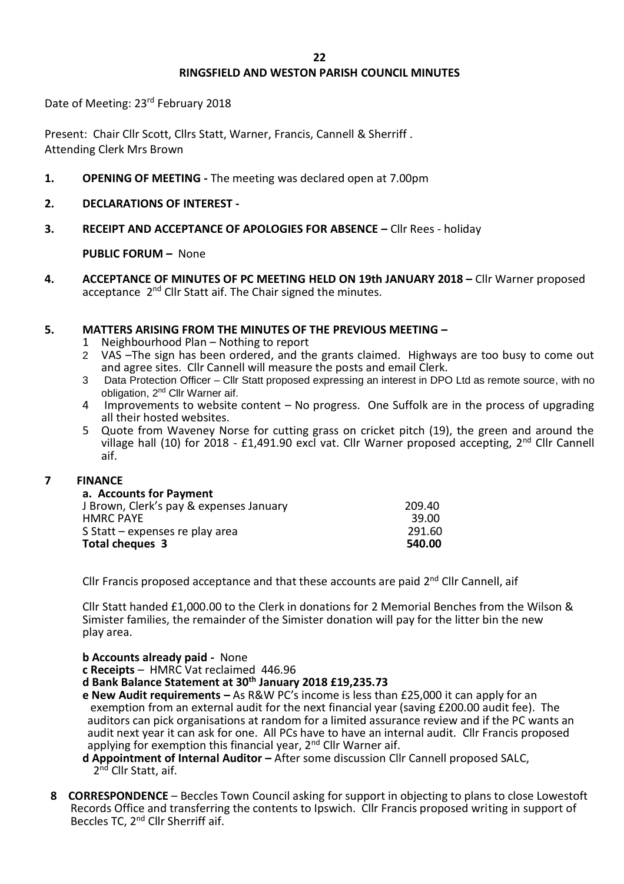# RINGSFIELD AND WESTON PARISH COUNCIL MINUTES

Date of Meeting: 23rd February 2018

Present: Chair Cllr Scott, Cllrs Statt, Warner, Francis, Cannell & Sherriff .
Attending Clerk Mrs Brown

**1. OPENING OF MEETING -** The meeting was declared open at 7.00pm

**2. DECLARATIONS OF INTEREST -**

**3. RECEIPT AND ACCEPTANCE OF APOLOGIES FOR ABSENCE –** Cllr Rees - holiday

**PUBLIC FORUM –** None

**4. ACCEPTANCE OF MINUTES OF PC MEETING HELD ON 19th JANUARY 2018 –** Cllr Warner proposed acceptance 2nd Cllr Statt aif. The Chair signed the minutes.

**5. MATTERS ARISING FROM THE MINUTES OF THE PREVIOUS MEETING –**

1. Neighbourhood Plan – Nothing to report
2. VAS –The sign has been ordered, and the grants claimed. Highways are too busy to come out and agree sites. Cllr Cannell will measure the posts and email Clerk.
3. Data Protection Officer – Cllr Statt proposed expressing an interest in DPO Ltd as remote source, with no obligation, 2nd Cllr Warner aif.
4. Improvements to website content – No progress. One Suffolk are in the process of upgrading all their hosted websites.
5. Quote from Waveney Norse for cutting grass on cricket pitch (19), the green and around the village hall (10) for 2018 - £1,491.90 excl vat. Cllr Warner proposed accepting, 2nd Cllr Cannell aif.

**7 FINANCE**

**a. Accounts for Payment**

| | |
|---|---|
| J Brown, Clerk's pay & expenses January | 209.40 |
| HMRC PAYE | 39.00 |
| S Statt – expenses re play area | 291.60 |
| **Total cheques 3** | **540.00** |

Cllr Francis proposed acceptance and that these accounts are paid 2nd Cllr Cannell, aif

Cllr Statt handed £1,000.00 to the Clerk in donations for 2 Memorial Benches from the Wilson & Simister families, the remainder of the Simister donation will pay for the litter bin the new play area.

**b Accounts already paid -** None

**c Receipts** – HMRC Vat reclaimed 446.96

**d Bank Balance Statement at 30th January 2018 £19,235.73**

**e New Audit requirements –** As R&W PC's income is less than £25,000 it can apply for an exemption from an external audit for the next financial year (saving £200.00 audit fee). The auditors can pick organisations at random for a limited assurance review and if the PC wants an audit next year it can ask for one. All PCs have to have an internal audit. Cllr Francis proposed applying for exemption this financial year, 2nd Cllr Warner aif.

**d Appointment of Internal Auditor –** After some discussion Cllr Cannell proposed SALC, 2nd Cllr Statt, aif.

**8 CORRESPONDENCE** – Beccles Town Council asking for support in objecting to plans to close Lowestoft Records Office and transferring the contents to Ipswich. Cllr Francis proposed writing in support of Beccles TC, 2nd Cllr Sherriff aif.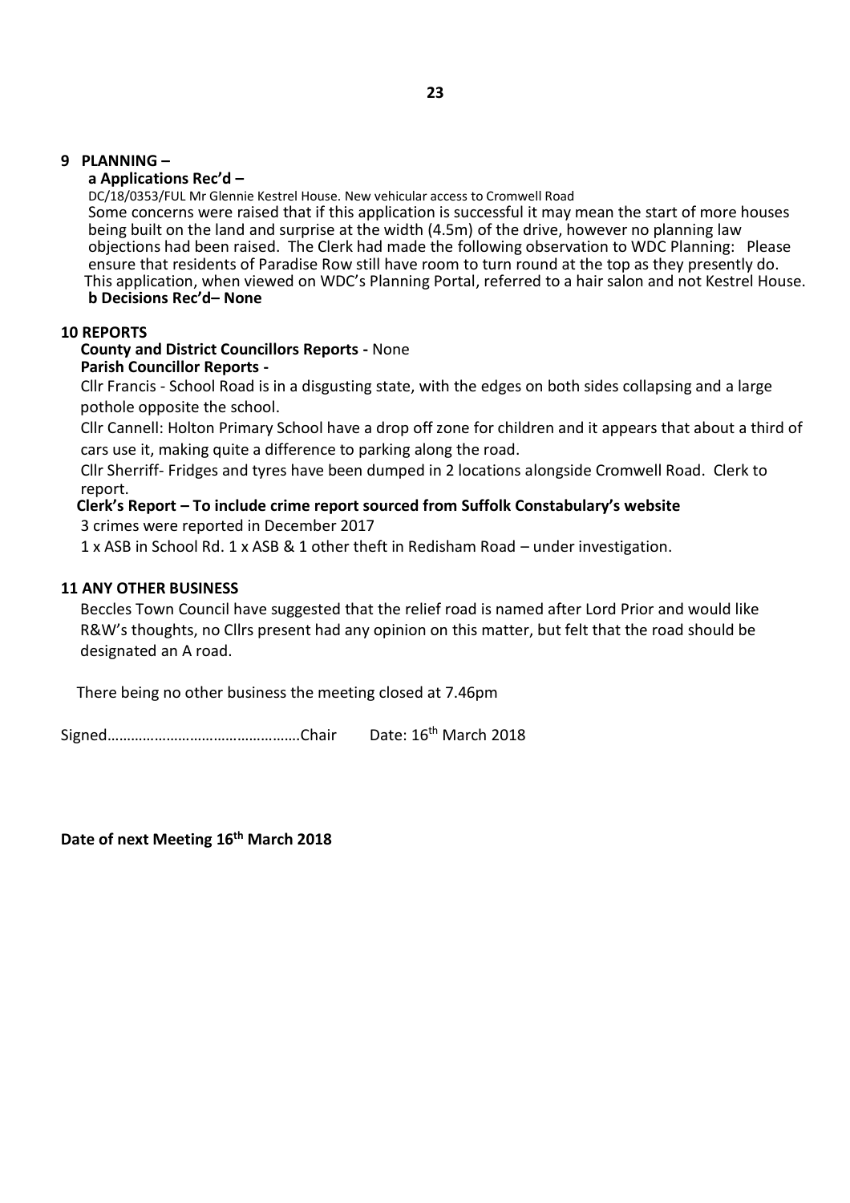## 9 PLANNING –

**a Applications Rec'd –**

DC/18/0353/FUL Mr Glennie Kestrel House. New vehicular access to Cromwell Road

Some concerns were raised that if this application is successful it may mean the start of more houses being built on the land and surprise at the width (4.5m) of the drive, however no planning law objections had been raised. The Clerk had made the following observation to WDC Planning: Please ensure that residents of Paradise Row still have room to turn round at the top as they presently do. This application, when viewed on WDC's Planning Portal, referred to a hair salon and not Kestrel House.

**b Decisions Rec'd– None**

## 10 REPORTS

**County and District Councillors Reports -** None

**Parish Councillor Reports -**

Cllr Francis - School Road is in a disgusting state, with the edges on both sides collapsing and a large pothole opposite the school.

Cllr Cannell: Holton Primary School have a drop off zone for children and it appears that about a third of cars use it, making quite a difference to parking along the road.

Cllr Sherriff- Fridges and tyres have been dumped in 2 locations alongside Cromwell Road. Clerk to report.

**Clerk's Report – To include crime report sourced from Suffolk Constabulary's website**

3 crimes were reported in December 2017

1 x ASB in School Rd. 1 x ASB & 1 other theft in Redisham Road – under investigation.

## 11 ANY OTHER BUSINESS

Beccles Town Council have suggested that the relief road is named after Lord Prior and would like R&W's thoughts, no Cllrs present had any opinion on this matter, but felt that the road should be designated an A road.

There being no other business the meeting closed at 7.46pm

Signed………………………………………….Chair Date: 16th March 2018

**Date of next Meeting 16th March 2018**